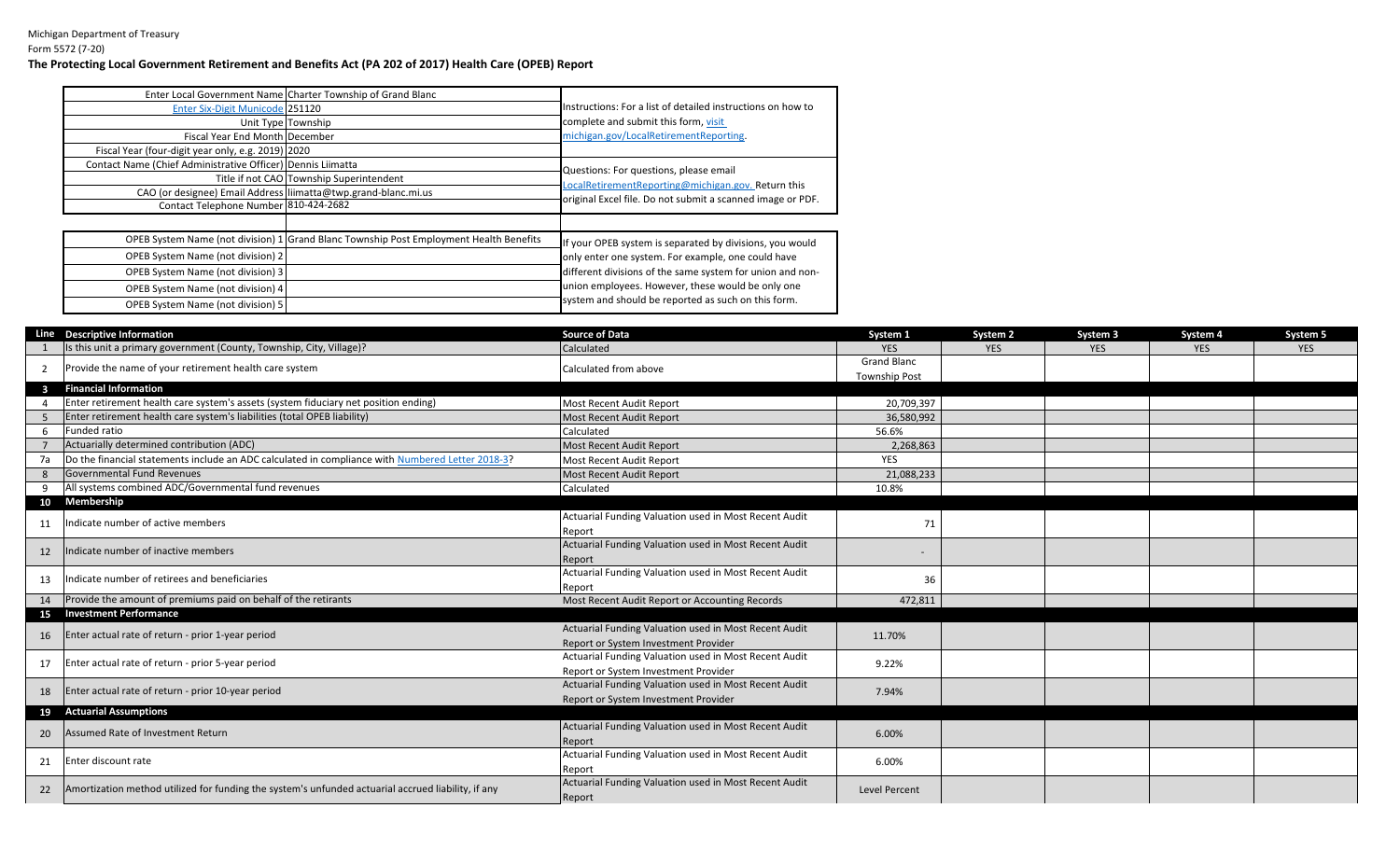Michigan Department of Treasury
Form 5572 (7-20)

**The Protecting Local Government Retirement and Benefits Act (PA 202 of 2017) Health Care (OPEB) Report**

| | |
|---|---|
| Enter Local Government Name | Charter Township of Grand Blanc |
| Enter Six-Digit Municode | 251120 |
| Unit Type | Township |
| Fiscal Year End Month | December |
| Fiscal Year (four-digit year only, e.g. 2019) | 2020 |
| Contact Name (Chief Administrative Officer) | Dennis Liimatta |
| Title if not CAO | Township Superintendent |
| CAO (or designee) Email Address | liimatta@twp.grand-blanc.mi.us |
| Contact Telephone Number | 810-424-2682 |

Instructions: For a list of detailed instructions on how to complete and submit this form, visit michigan.gov/LocalRetirementReporting.

Questions: For questions, please email LocalRetirementReporting@michigan.gov. Return this original Excel file. Do not submit a scanned image or PDF.

| | |
|---|---|
| OPEB System Name (not division) 1 | Grand Blanc Township Post Employment Health Benefits |
| OPEB System Name (not division) 2 | |
| OPEB System Name (not division) 3 | |
| OPEB System Name (not division) 4 | |
| OPEB System Name (not division) 5 | |

If your OPEB system is separated by divisions, you would only enter one system. For example, one could have different divisions of the same system for union and non-union employees. However, these would be only one system and should be reported as such on this form.

| Line | Descriptive Information | Source of Data | System 1 | System 2 | System 3 | System 4 | System 5 |
|---|---|---|---|---|---|---|---|
| 1 | Is this unit a primary government (County, Township, City, Village)? | Calculated | YES | YES | YES | YES | YES |
| 2 | Provide the name of your retirement health care system | Calculated from above | Grand Blanc Township Post | | | | |
| 3 | **Financial Information** | | | | | | |
| 4 | Enter retirement health care system's assets (system fiduciary net position ending) | Most Recent Audit Report | 20,709,397 | | | | |
| 5 | Enter retirement health care system's liabilities (total OPEB liability) | Most Recent Audit Report | 36,580,992 | | | | |
| 6 | Funded ratio | Calculated | 56.6% | | | | |
| 7 | Actuarially determined contribution (ADC) | Most Recent Audit Report | 2,268,863 | | | | |
| 7a | Do the financial statements include an ADC calculated in compliance with Numbered Letter 2018-3? | Most Recent Audit Report | YES | | | | |
| 8 | Governmental Fund Revenues | Most Recent Audit Report | 21,088,233 | | | | |
| 9 | All systems combined ADC/Governmental fund revenues | Calculated | 10.8% | | | | |
| 10 | **Membership** | | | | | | |
| 11 | Indicate number of active members | Actuarial Funding Valuation used in Most Recent Audit Report | 71 | | | | |
| 12 | Indicate number of inactive members | Actuarial Funding Valuation used in Most Recent Audit Report | - | | | | |
| 13 | Indicate number of retirees and beneficiaries | Actuarial Funding Valuation used in Most Recent Audit Report | 36 | | | | |
| 14 | Provide the amount of premiums paid on behalf of the retirants | Most Recent Audit Report or Accounting Records | 472,811 | | | | |
| 15 | **Investment Performance** | | | | | | |
| 16 | Enter actual rate of return - prior 1-year period | Actuarial Funding Valuation used in Most Recent Audit Report or System Investment Provider | 11.70% | | | | |
| 17 | Enter actual rate of return - prior 5-year period | Actuarial Funding Valuation used in Most Recent Audit Report or System Investment Provider | 9.22% | | | | |
| 18 | Enter actual rate of return - prior 10-year period | Actuarial Funding Valuation used in Most Recent Audit Report or System Investment Provider | 7.94% | | | | |
| 19 | **Actuarial Assumptions** | | | | | | |
| 20 | Assumed Rate of Investment Return | Actuarial Funding Valuation used in Most Recent Audit Report | 6.00% | | | | |
| 21 | Enter discount rate | Actuarial Funding Valuation used in Most Recent Audit Report | 6.00% | | | | |
| 22 | Amortization method utilized for funding the system's unfunded actuarial accrued liability, if any | Actuarial Funding Valuation used in Most Recent Audit Report | Level Percent | | | | |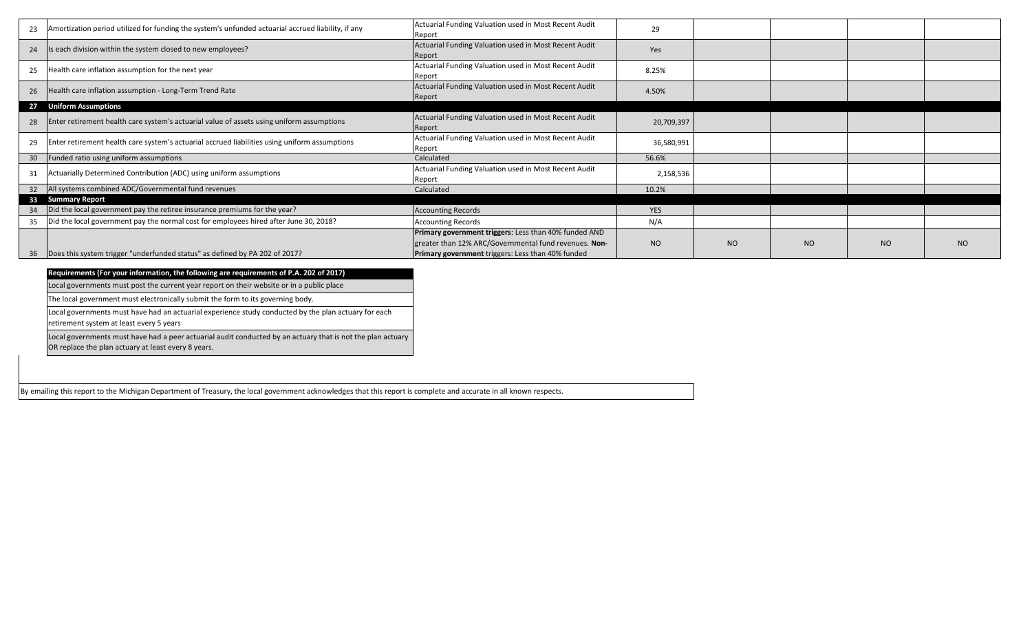| | | | | | | | |
|---|---|---|---|---|---|---|---|
| 23 | Amortization period utilized for funding the system's unfunded actuarial accrued liability, if any | Actuarial Funding Valuation used in Most Recent Audit Report | 29 | | | | |
| 24 | Is each division within the system closed to new employees? | Actuarial Funding Valuation used in Most Recent Audit Report | Yes | | | | |
| 25 | Health care inflation assumption for the next year | Actuarial Funding Valuation used in Most Recent Audit Report | 8.25% | | | | |
| 26 | Health care inflation assumption - Long-Term Trend Rate | Actuarial Funding Valuation used in Most Recent Audit Report | 4.50% | | | | |
| **27** | **Uniform Assumptions** | | | | | | |
| 28 | Enter retirement health care system's actuarial value of assets using uniform assumptions | Actuarial Funding Valuation used in Most Recent Audit Report | 20,709,397 | | | | |
| 29 | Enter retirement health care system's actuarial accrued liabilities using uniform assumptions | Actuarial Funding Valuation used in Most Recent Audit Report | 36,580,991 | | | | |
| 30 | Funded ratio using uniform assumptions | Calculated | 56.6% | | | | |
| 31 | Actuarially Determined Contribution (ADC) using uniform assumptions | Actuarial Funding Valuation used in Most Recent Audit Report | 2,158,536 | | | | |
| 32 | All systems combined ADC/Governmental fund revenues | Calculated | 10.2% | | | | |
| **33** | **Summary Report** | | | | | | |
| 34 | Did the local government pay the retiree insurance premiums for the year? | Accounting Records | YES | | | | |
| 35 | Did the local government pay the normal cost for employees hired after June 30, 2018? | Accounting Records | N/A | | | | |
| 36 | Does this system trigger "underfunded status" as defined by PA 202 of 2017? | **Primary government triggers**: Less than 40% funded AND greater than 12% ARC/Governmental fund revenues. **Non-Primary government** triggers: Less than 40% funded | NO | NO | NO | NO | NO |

| **Requirements (For your information, the following are requirements of P.A. 202 of 2017)** |
|---|
| Local governments must post the current year report on their website or in a public place |
| The local government must electronically submit the form to its governing body. |
| Local governments must have had an actuarial experience study conducted by the plan actuary for each retirement system at least every 5 years |
| Local governments must have had a peer actuarial audit conducted by an actuary that is not the plan actuary OR replace the plan actuary at least every 8 years. |

By emailing this report to the Michigan Department of Treasury, the local government acknowledges that this report is complete and accurate in all known respects.